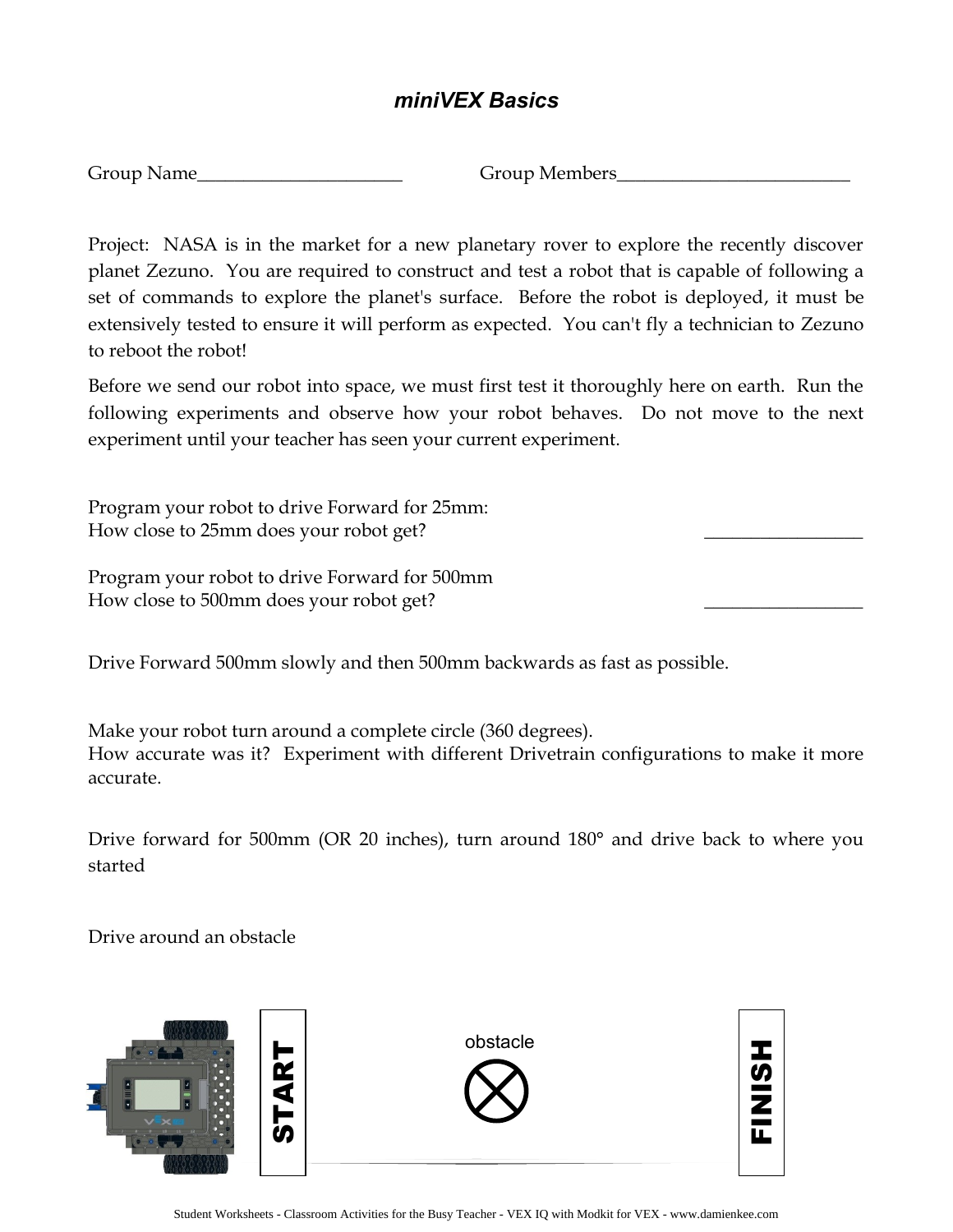# *miniVEX Basics*

Group Name______________________ Group Members_________________________

Project: NASA is in the market for a new planetary rover to explore the recently discover planet Zezuno. You are required to construct and test a robot that is capable of following a set of commands to explore the planet's surface. Before the robot is deployed, it must be extensively tested to ensure it will perform as expected. You can't fly a technician to Zezuno to reboot the robot!

Before we send our robot into space, we must first test it thoroughly here on earth. Run the following experiments and observe how your robot behaves. Do not move to the next experiment until your teacher has seen your current experiment.

Program your robot to drive Forward for 25mm:
How close to 25mm does your robot get? _________________

Program your robot to drive Forward for 500mm
How close to 500mm does your robot get? _________________

Drive Forward 500mm slowly and then 500mm backwards as fast as possible.

Make your robot turn around a complete circle (360 degrees).
How accurate was it? Experiment with different Drivetrain configurations to make it more accurate.

Drive forward for 500mm (OR 20 inches), turn around 180° and drive back to where you started

Drive around an obstacle

START obstacle FINISH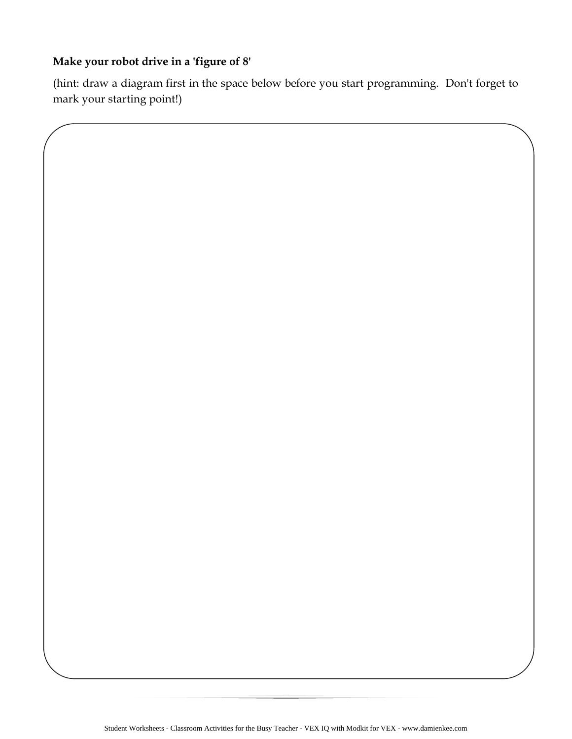**Make your robot drive in a 'figure of 8'**

(hint: draw a diagram first in the space below before you start programming. Don't forget to mark your starting point!)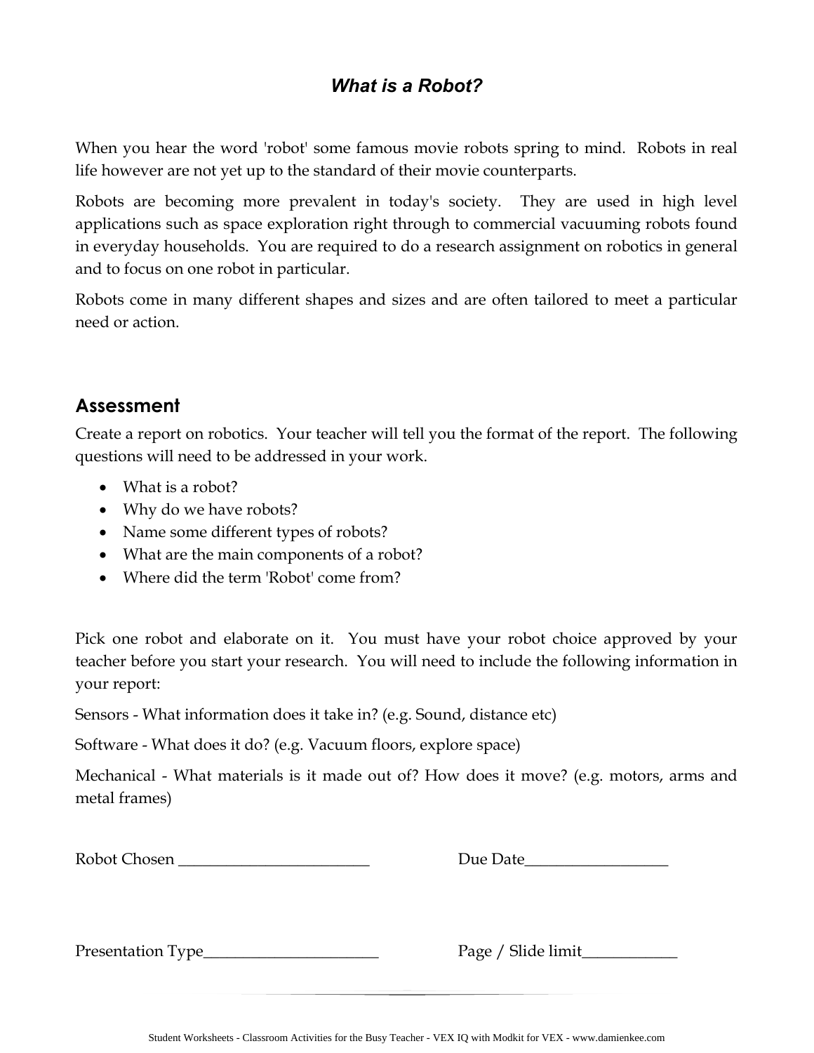# *What is a Robot?*

When you hear the word 'robot' some famous movie robots spring to mind. Robots in real life however are not yet up to the standard of their movie counterparts.

Robots are becoming more prevalent in today's society. They are used in high level applications such as space exploration right through to commercial vacuuming robots found in everyday households. You are required to do a research assignment on robotics in general and to focus on one robot in particular.

Robots come in many different shapes and sizes and are often tailored to meet a particular need or action.

## Assessment

Create a report on robotics. Your teacher will tell you the format of the report. The following questions will need to be addressed in your work.

- What is a robot?
- Why do we have robots?
- Name some different types of robots?
- What are the main components of a robot?
- Where did the term 'Robot' come from?

Pick one robot and elaborate on it. You must have your robot choice approved by your teacher before you start your research. You will need to include the following information in your report:

Sensors - What information does it take in? (e.g. Sound, distance etc)

Software - What does it do? (e.g. Vacuum floors, explore space)

Mechanical - What materials is it made out of? How does it move? (e.g. motors, arms and metal frames)

Robot Chosen ________________________ Due Date__________________

Presentation Type______________________ Page / Slide limit____________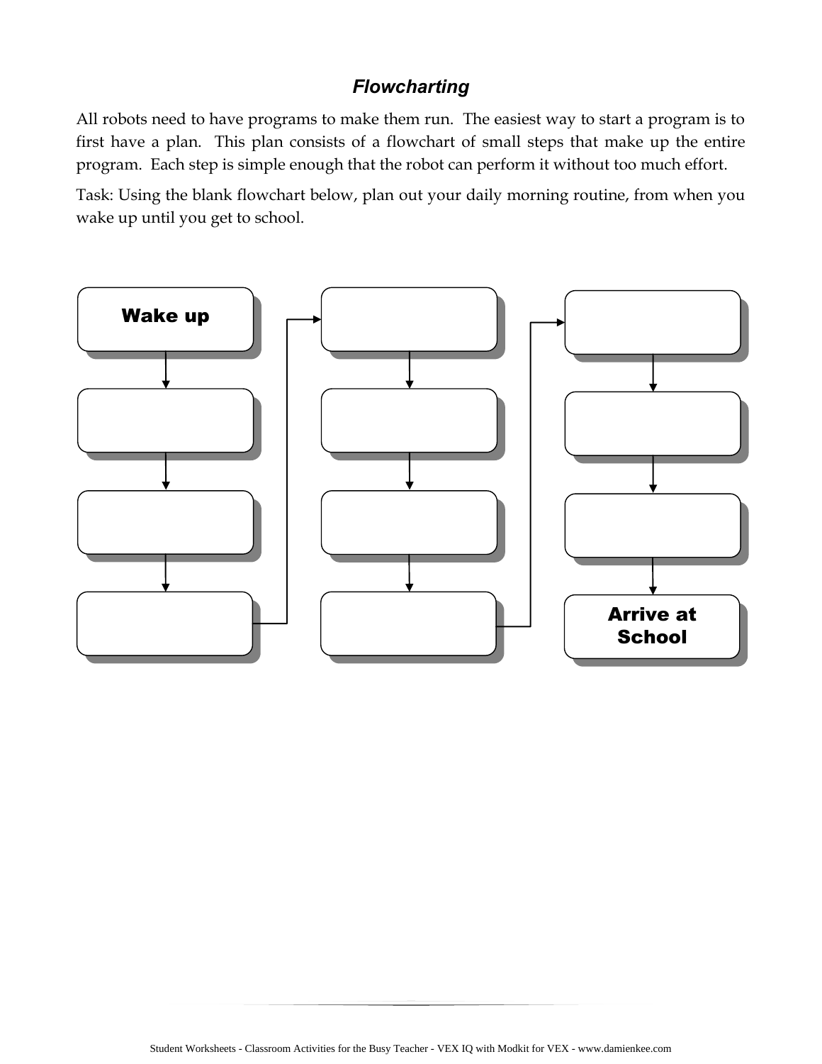# *Flowcharting*

All robots need to have programs to make them run. The easiest way to start a program is to first have a plan. This plan consists of a flowchart of small steps that make up the entire program. Each step is simple enough that the robot can perform it without too much effort.

Task: Using the blank flowchart below, plan out your daily morning routine, from when you wake up until you get to school.

**Wake up**

**Arrive at School**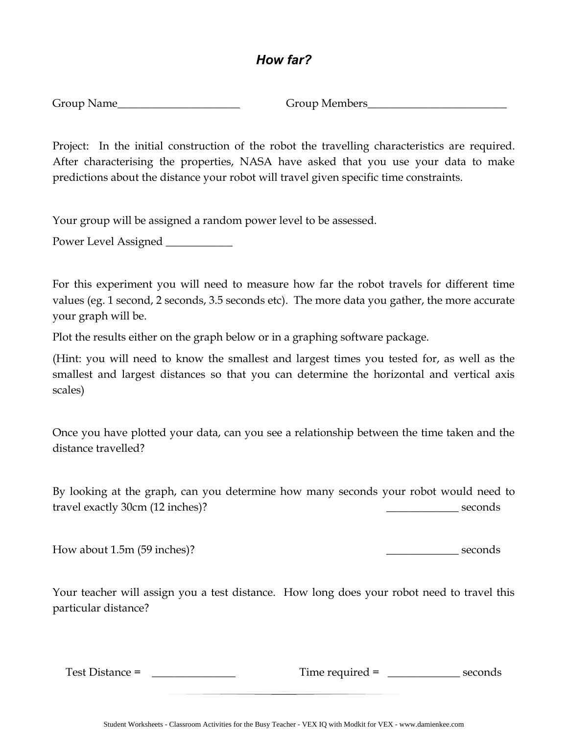# *How far?*

Group Name______________________ Group Members_________________________

Project: In the initial construction of the robot the travelling characteristics are required. After characterising the properties, NASA have asked that you use your data to make predictions about the distance your robot will travel given specific time constraints.

Your group will be assigned a random power level to be assessed.

Power Level Assigned ____________

For this experiment you will need to measure how far the robot travels for different time values (eg. 1 second, 2 seconds, 3.5 seconds etc). The more data you gather, the more accurate your graph will be.

Plot the results either on the graph below or in a graphing software package.

(Hint: you will need to know the smallest and largest times you tested for, as well as the smallest and largest distances so that you can determine the horizontal and vertical axis scales)

Once you have plotted your data, can you see a relationship between the time taken and the distance travelled?

By looking at the graph, can you determine how many seconds your robot would need to travel exactly 30cm (12 inches)? _____________ seconds

How about 1.5m (59 inches)? _____________ seconds

Your teacher will assign you a test distance. How long does your robot need to travel this particular distance?

Test Distance = _______________ Time required = _____________ seconds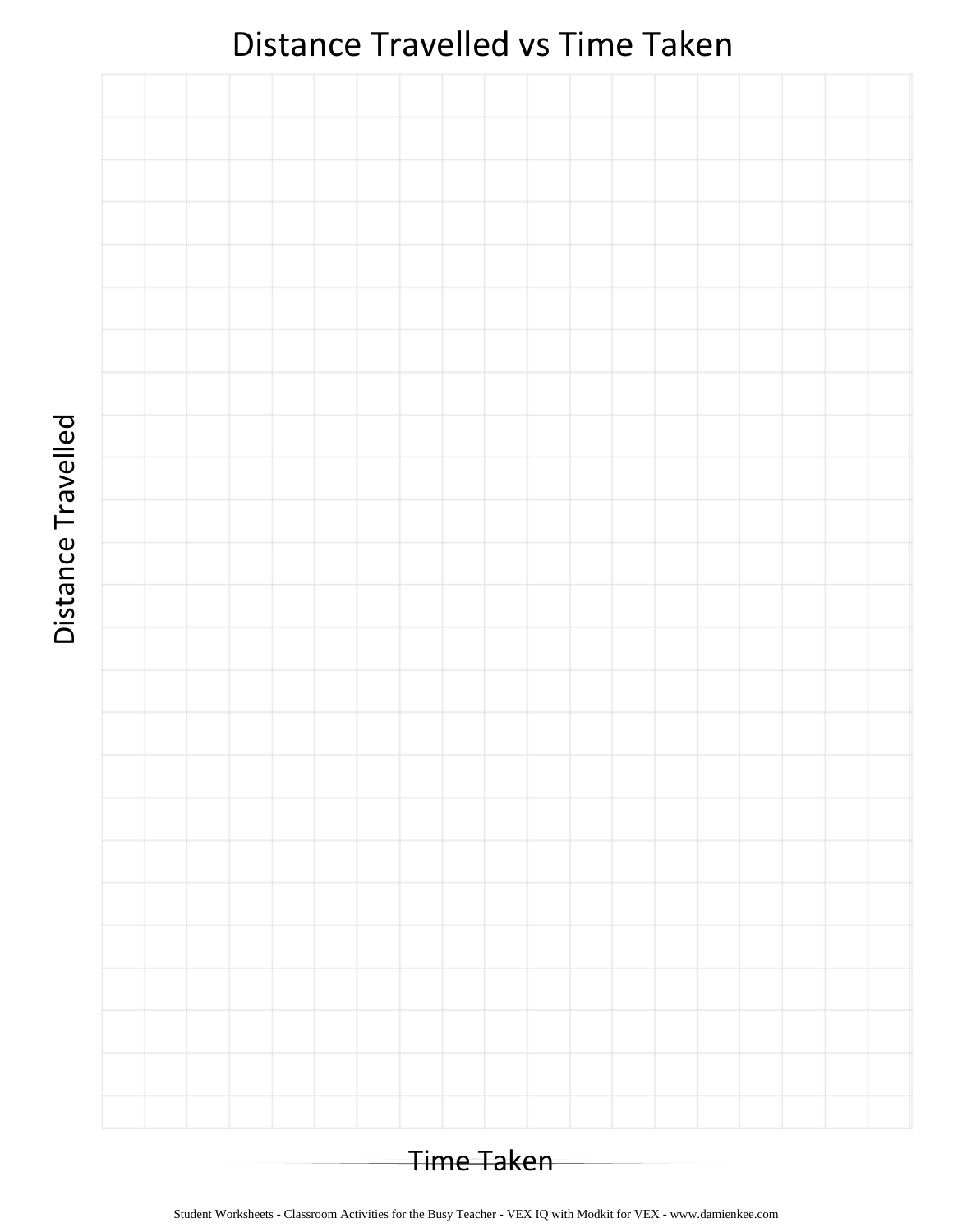# Distance Travelled vs Time Taken

Distance Travelled

Time Taken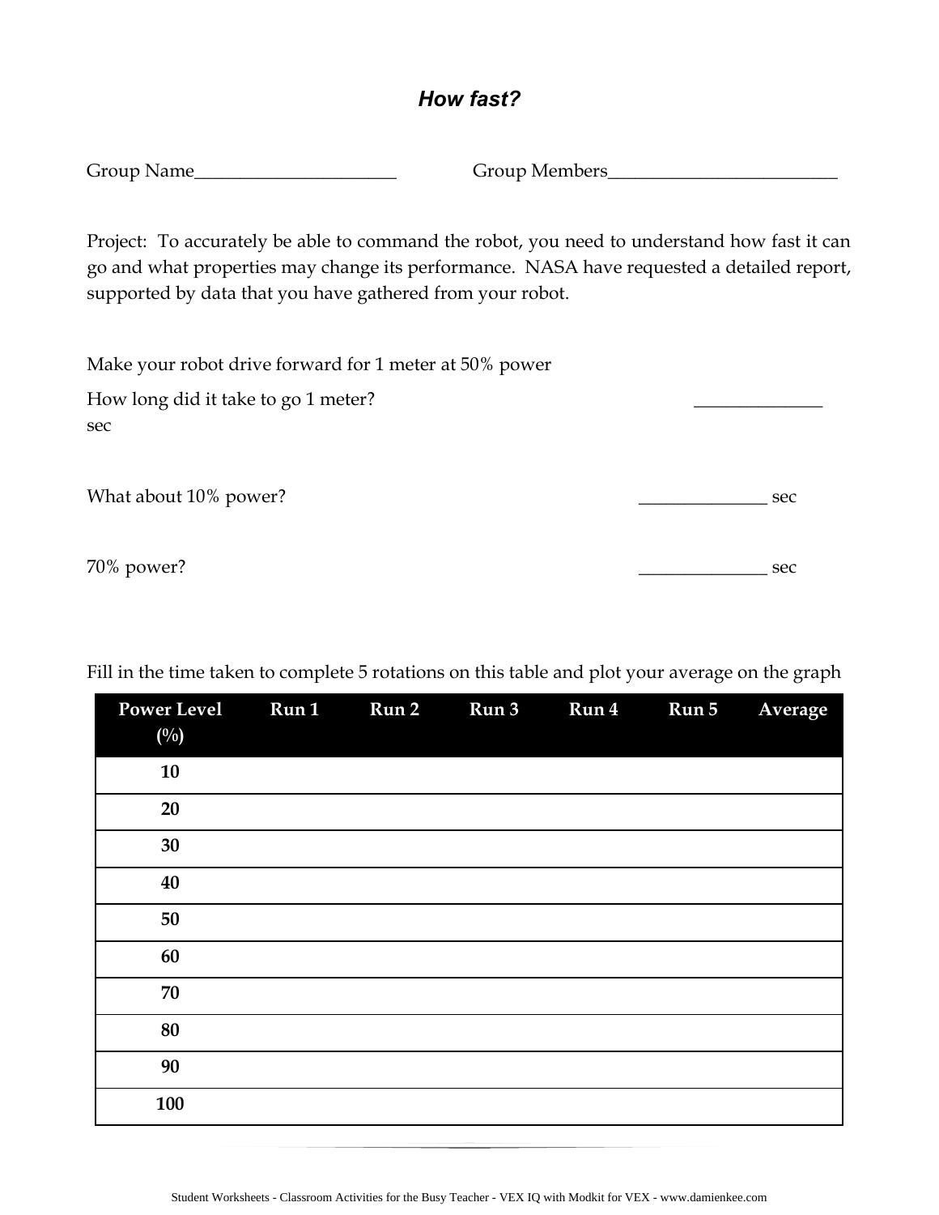## *How fast?*

Group Name______________________ Group Members_________________________

Project: To accurately be able to command the robot, you need to understand how fast it can go and what properties may change its performance. NASA have requested a detailed report, supported by data that you have gathered from your robot.

Make your robot drive forward for 1 meter at 50% power

How long did it take to go 1 meter? ______________ sec

What about 10% power? ______________ sec

70% power? ______________ sec

Fill in the time taken to complete 5 rotations on this table and plot your average on the graph

| Power Level (%) | Run 1 | Run 2 | Run 3 | Run 4 | Run 5 | Average |
|---|---|---|---|---|---|---|
| 10 | | | | | | |
| 20 | | | | | | |
| 30 | | | | | | |
| 40 | | | | | | |
| 50 | | | | | | |
| 60 | | | | | | |
| 70 | | | | | | |
| 80 | | | | | | |
| 90 | | | | | | |
| 100 | | | | | | |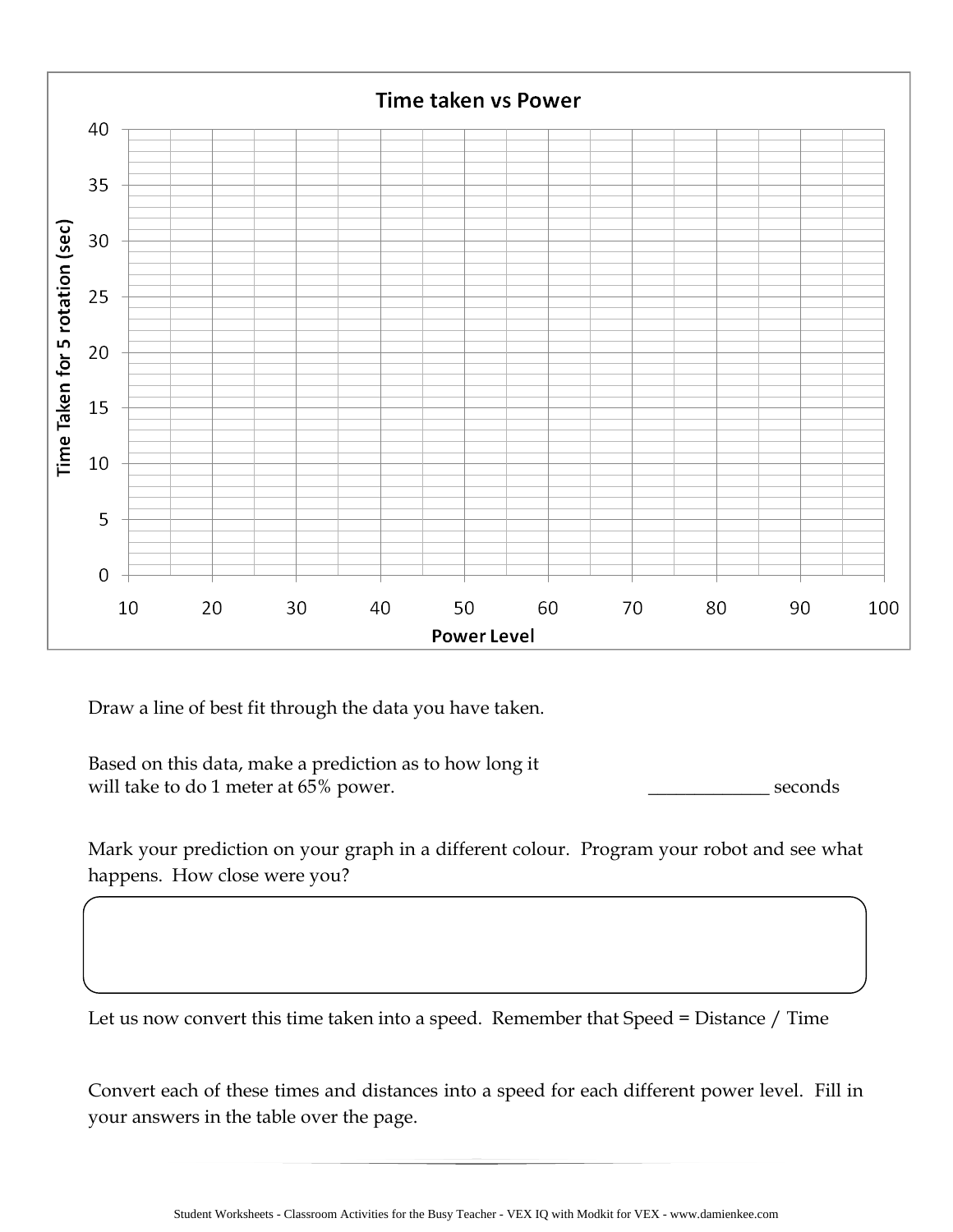**Time taken vs Power**

Time Taken for 5 rotation (sec): 0, 5, 10, 15, 20, 25, 30, 35, 40

Power Level: 10, 20, 30, 40, 50, 60, 70, 80, 90, 100

Draw a line of best fit through the data you have taken.

Based on this data, make a prediction as to how long it will take to do 1 meter at 65% power. _____________ seconds

Mark your prediction on your graph in a different colour. Program your robot and see what happens. How close were you?

Let us now convert this time taken into a speed. Remember that Speed = Distance / Time

Convert each of these times and distances into a speed for each different power level. Fill in your answers in the table over the page.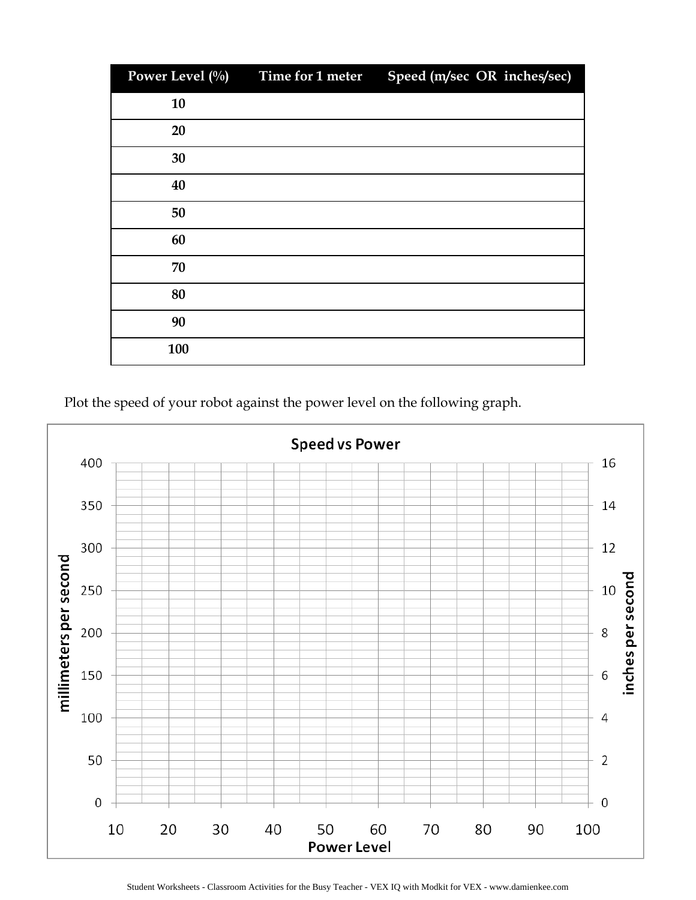| Power Level (%) | Time for 1 meter | Speed (m/sec OR inches/sec) |
|---|---|---|
| 10 | | |
| 20 | | |
| 30 | | |
| 40 | | |
| 50 | | |
| 60 | | |
| 70 | | |
| 80 | | |
| 90 | | |
| 100 | | |

Plot the speed of your robot against the power level on the following graph.

**Speed vs Power**

Left axis: millimeters per second (0, 50, 100, 150, 200, 250, 300, 350, 400)

Right axis: inches per second (0, 2, 4, 6, 8, 10, 12, 14, 16)

Horizontal axis: Power Level (10, 20, 30, 40, 50, 60, 70, 80, 90, 100)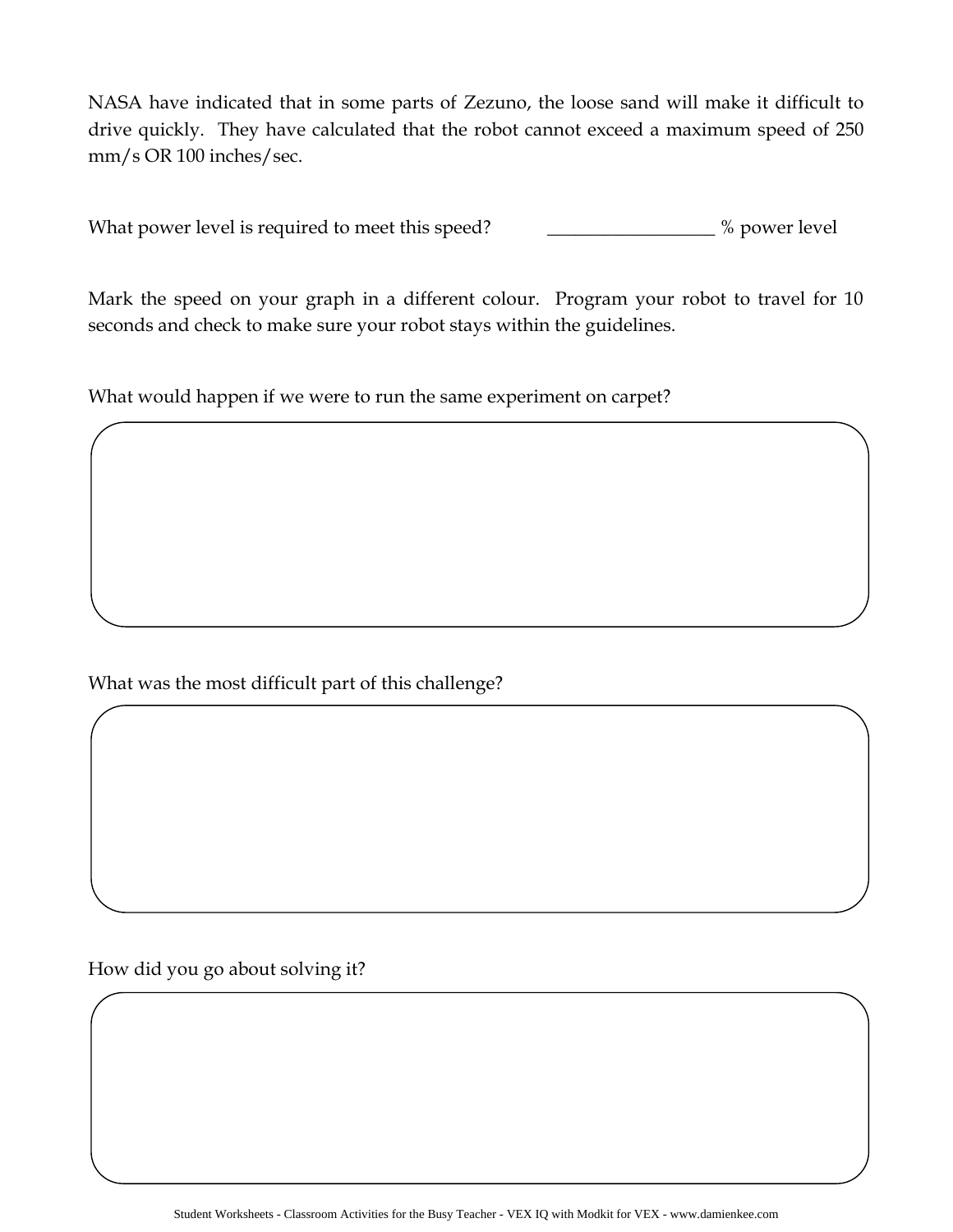NASA have indicated that in some parts of Zezuno, the loose sand will make it difficult to drive quickly. They have calculated that the robot cannot exceed a maximum speed of 250 mm/s OR 100 inches/sec.

What power level is required to meet this speed? __________________ % power level

Mark the speed on your graph in a different colour. Program your robot to travel for 10 seconds and check to make sure your robot stays within the guidelines.

What would happen if we were to run the same experiment on carpet?

What was the most difficult part of this challenge?

How did you go about solving it?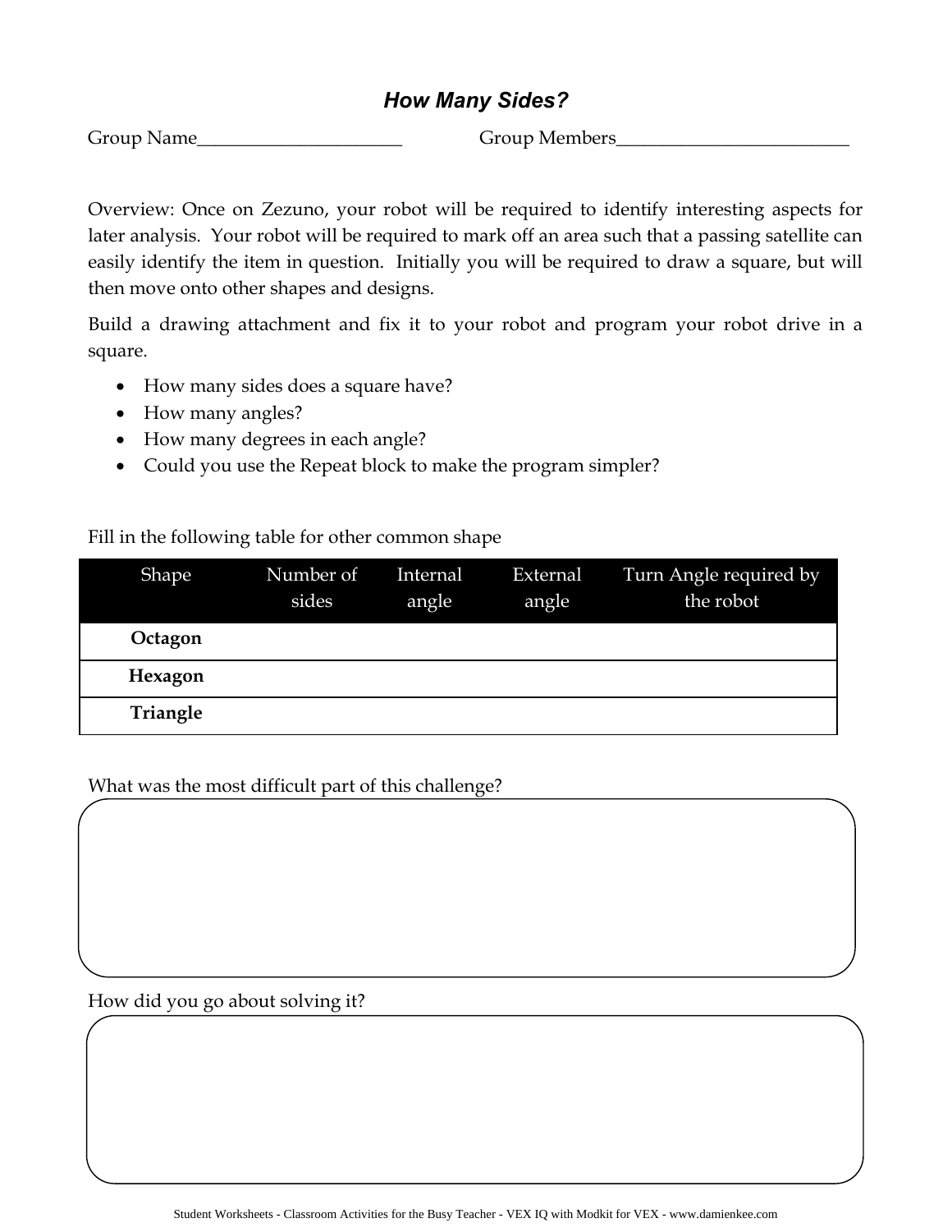# *How Many Sides?*

Group Name______________________ Group Members_________________________

Overview: Once on Zezuno, your robot will be required to identify interesting aspects for later analysis. Your robot will be required to mark off an area such that a passing satellite can easily identify the item in question. Initially you will be required to draw a square, but will then move onto other shapes and designs.

Build a drawing attachment and fix it to your robot and program your robot drive in a square.

- How many sides does a square have?
- How many angles?
- How many degrees in each angle?
- Could you use the Repeat block to make the program simpler?

Fill in the following table for other common shape

| Shape | Number of sides | Internal angle | External angle | Turn Angle required by the robot |
|---|---|---|---|---|
| **Octagon** | | | | |
| **Hexagon** | | | | |
| **Triangle** | | | | |

What was the most difficult part of this challenge?

How did you go about solving it?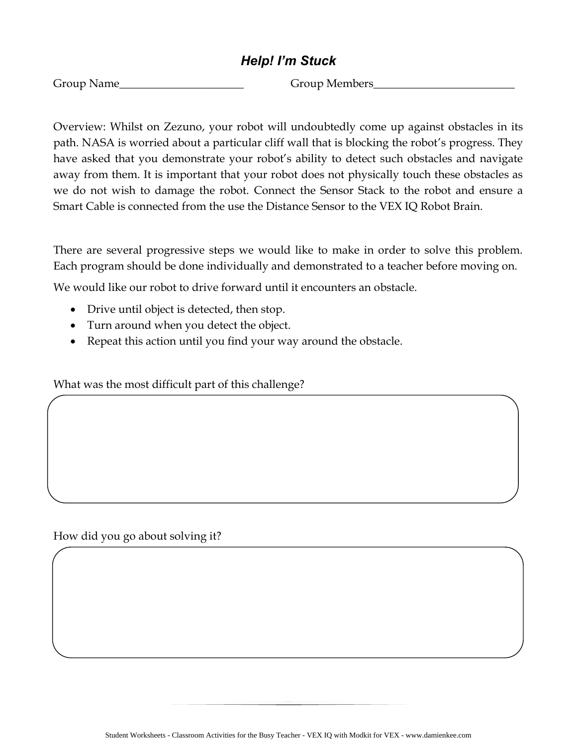# *Help! I'm Stuck*

Group Name______________________ Group Members_________________________

Overview: Whilst on Zezuno, your robot will undoubtedly come up against obstacles in its path. NASA is worried about a particular cliff wall that is blocking the robot's progress. They have asked that you demonstrate your robot's ability to detect such obstacles and navigate away from them. It is important that your robot does not physically touch these obstacles as we do not wish to damage the robot. Connect the Sensor Stack to the robot and ensure a Smart Cable is connected from the use the Distance Sensor to the VEX IQ Robot Brain.

There are several progressive steps we would like to make in order to solve this problem. Each program should be done individually and demonstrated to a teacher before moving on.

We would like our robot to drive forward until it encounters an obstacle.

- Drive until object is detected, then stop.
- Turn around when you detect the object.
- Repeat this action until you find your way around the obstacle.

What was the most difficult part of this challenge?

How did you go about solving it?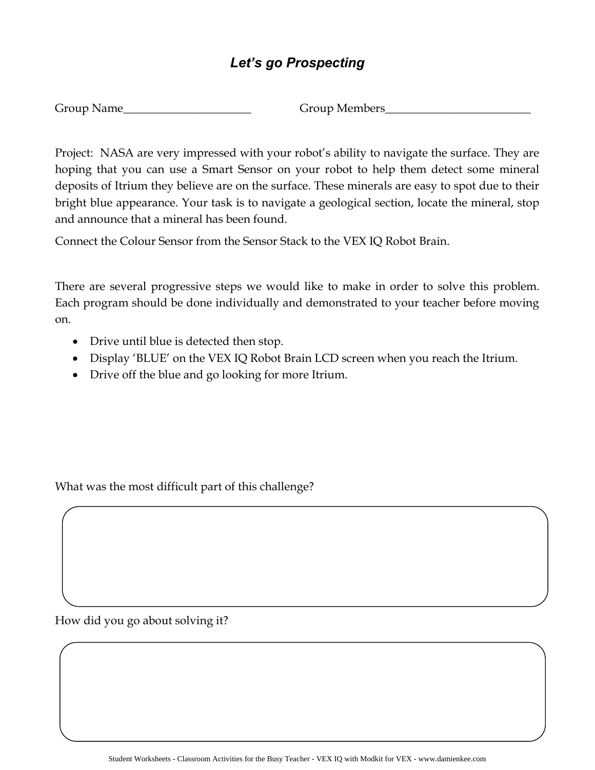# *Let's go Prospecting*

Group Name______________________ Group Members_________________________

Project: NASA are very impressed with your robot's ability to navigate the surface. They are hoping that you can use a Smart Sensor on your robot to help them detect some mineral deposits of Itrium they believe are on the surface. These minerals are easy to spot due to their bright blue appearance. Your task is to navigate a geological section, locate the mineral, stop and announce that a mineral has been found.

Connect the Colour Sensor from the Sensor Stack to the VEX IQ Robot Brain.

There are several progressive steps we would like to make in order to solve this problem. Each program should be done individually and demonstrated to your teacher before moving on.

- Drive until blue is detected then stop.
- Display 'BLUE' on the VEX IQ Robot Brain LCD screen when you reach the Itrium.
- Drive off the blue and go looking for more Itrium.

What was the most difficult part of this challenge?

How did you go about solving it?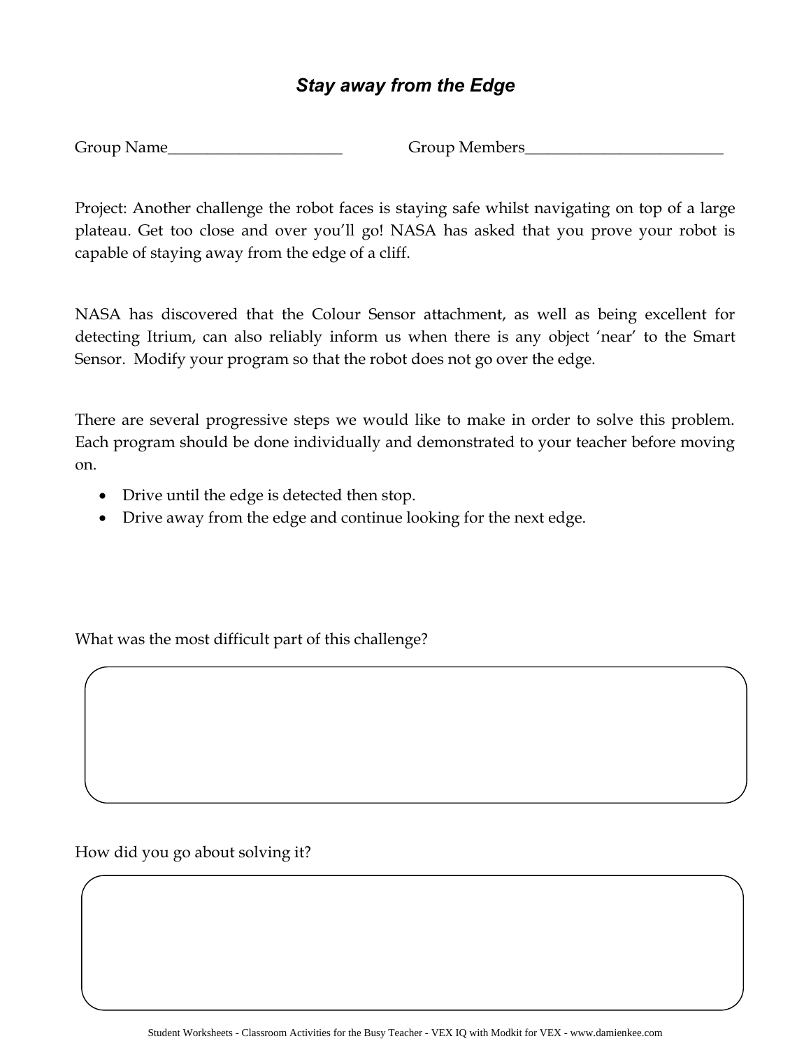## *Stay away from the Edge*

Group Name______________________ Group Members_________________________

Project: Another challenge the robot faces is staying safe whilst navigating on top of a large plateau. Get too close and over you'll go! NASA has asked that you prove your robot is capable of staying away from the edge of a cliff.

NASA has discovered that the Colour Sensor attachment, as well as being excellent for detecting Itrium, can also reliably inform us when there is any object 'near' to the Smart Sensor. Modify your program so that the robot does not go over the edge.

There are several progressive steps we would like to make in order to solve this problem. Each program should be done individually and demonstrated to your teacher before moving on.

- Drive until the edge is detected then stop.
- Drive away from the edge and continue looking for the next edge.

What was the most difficult part of this challenge?

How did you go about solving it?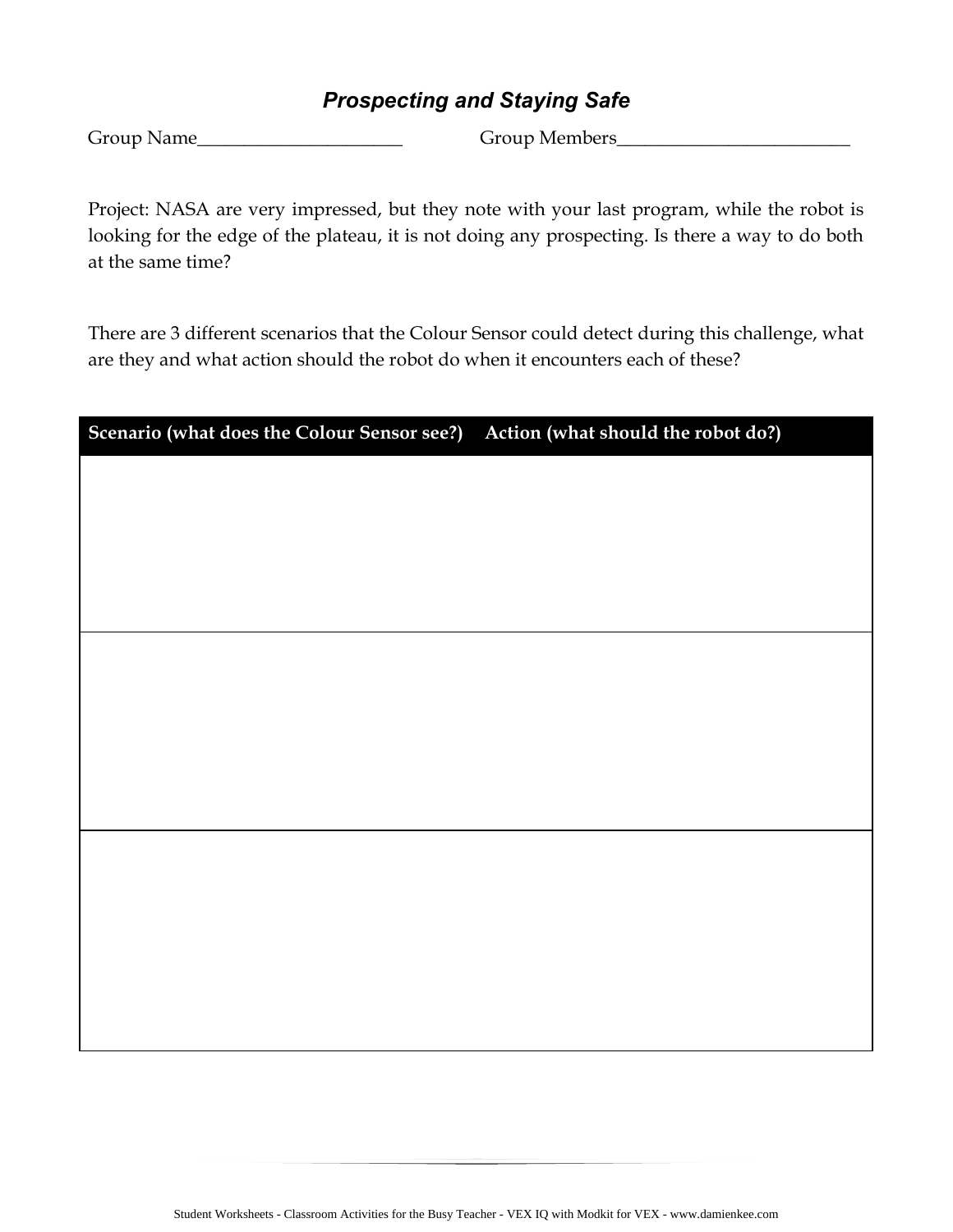## *Prospecting and Staying Safe*

Group Name______________________ Group Members_________________________

Project: NASA are very impressed, but they note with your last program, while the robot is looking for the edge of the plateau, it is not doing any prospecting. Is there a way to do both at the same time?

There are 3 different scenarios that the Colour Sensor could detect during this challenge, what are they and what action should the robot do when it encounters each of these?

| Scenario (what does the Colour Sensor see?) | Action (what should the robot do?) |
| --- | --- |
| | |
| | |
| | |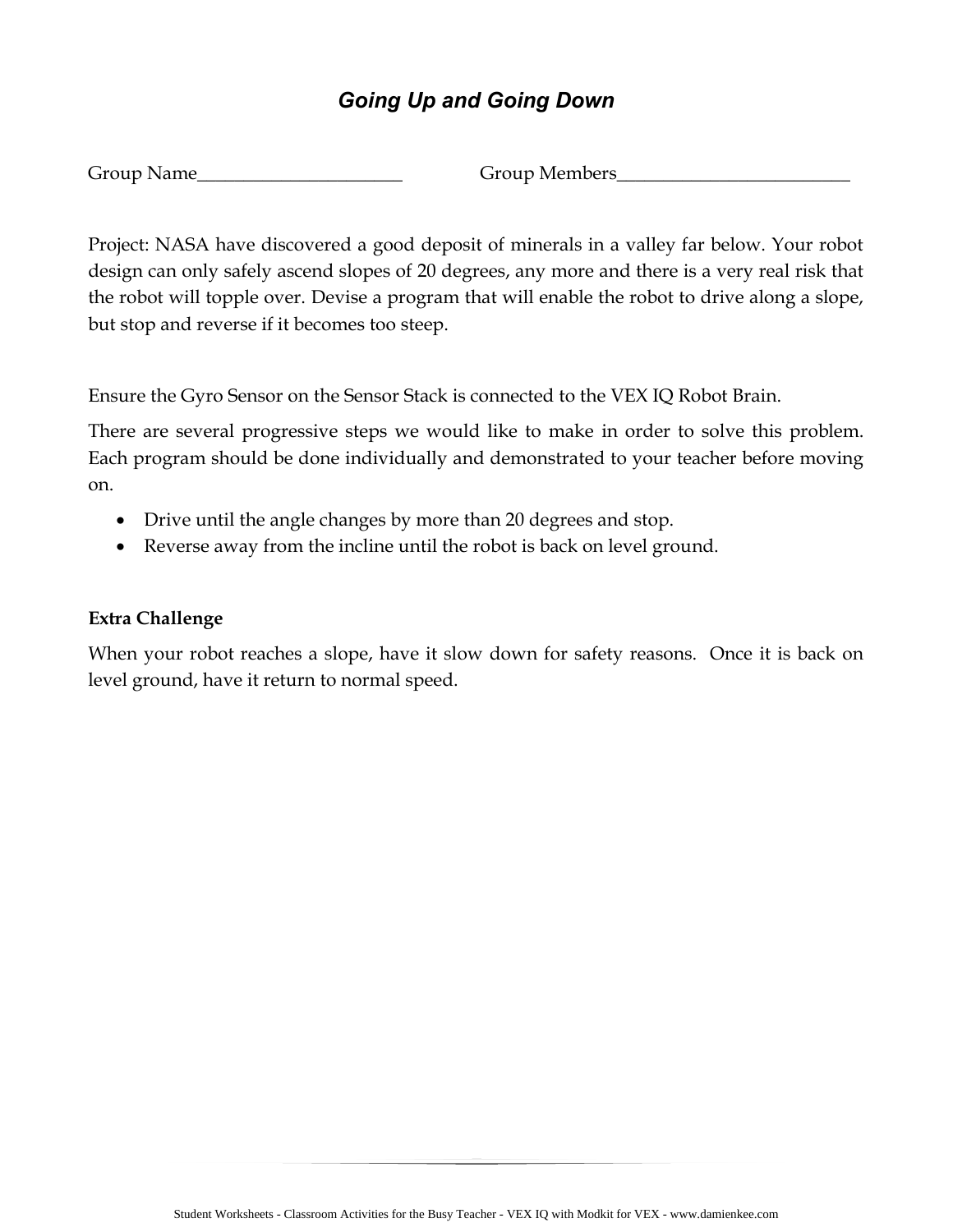# *Going Up and Going Down*

Group Name______________________ Group Members_________________________

Project: NASA have discovered a good deposit of minerals in a valley far below. Your robot design can only safely ascend slopes of 20 degrees, any more and there is a very real risk that the robot will topple over. Devise a program that will enable the robot to drive along a slope, but stop and reverse if it becomes too steep.

Ensure the Gyro Sensor on the Sensor Stack is connected to the VEX IQ Robot Brain.

There are several progressive steps we would like to make in order to solve this problem. Each program should be done individually and demonstrated to your teacher before moving on.

- Drive until the angle changes by more than 20 degrees and stop.
- Reverse away from the incline until the robot is back on level ground.

**Extra Challenge**

When your robot reaches a slope, have it slow down for safety reasons. Once it is back on level ground, have it return to normal speed.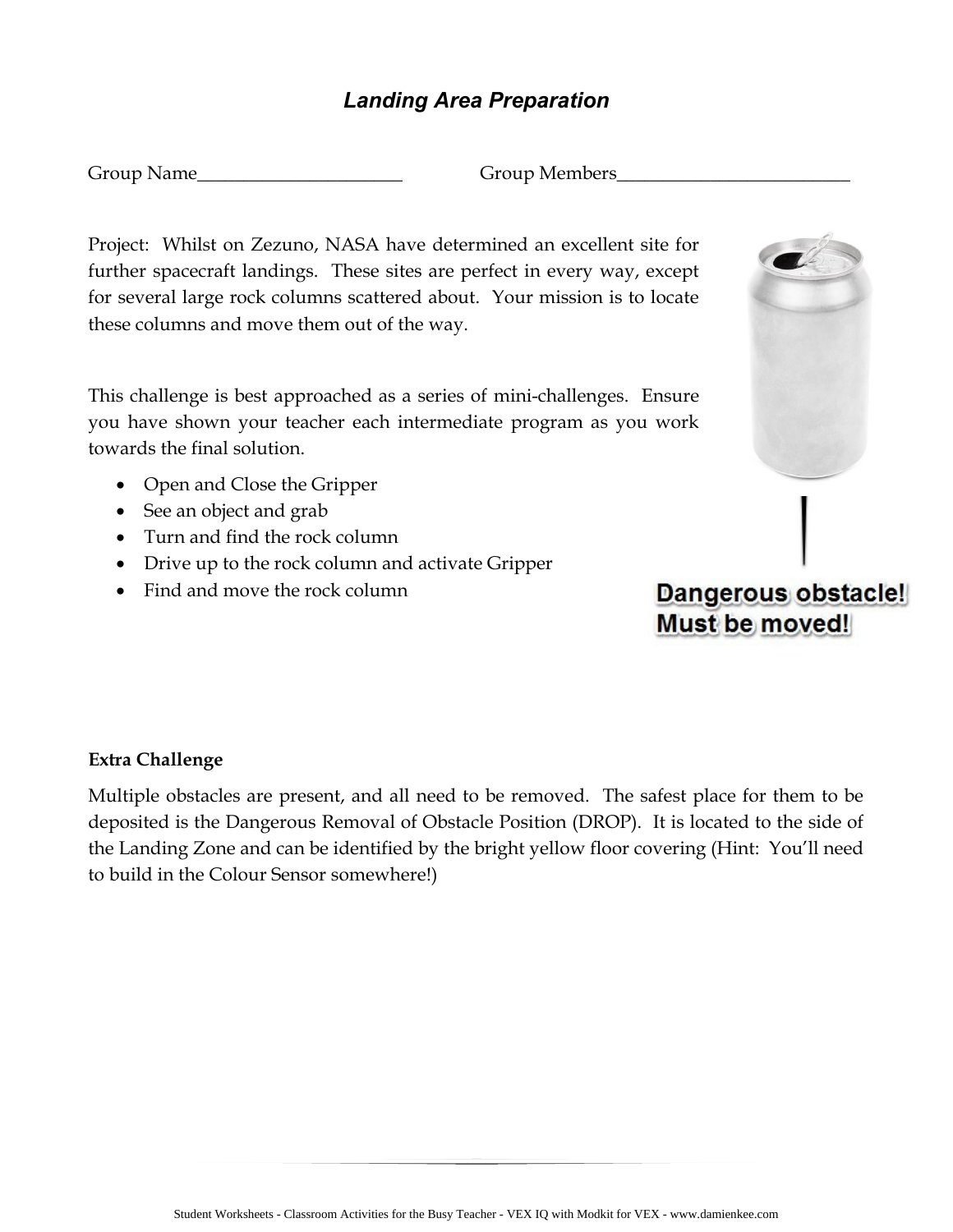## *Landing Area Preparation*

Group Name______________________ Group Members_________________________

Project: Whilst on Zezuno, NASA have determined an excellent site for further spacecraft landings. These sites are perfect in every way, except for several large rock columns scattered about. Your mission is to locate these columns and move them out of the way.

This challenge is best approached as a series of mini-challenges. Ensure you have shown your teacher each intermediate program as you work towards the final solution.

- Open and Close the Gripper
- See an object and grab
- Turn and find the rock column
- Drive up to the rock column and activate Gripper
- Find and move the rock column

**Dangerous obstacle! Must be moved!**

**Extra Challenge**

Multiple obstacles are present, and all need to be removed. The safest place for them to be deposited is the Dangerous Removal of Obstacle Position (DROP). It is located to the side of the Landing Zone and can be identified by the bright yellow floor covering (Hint: You'll need to build in the Colour Sensor somewhere!)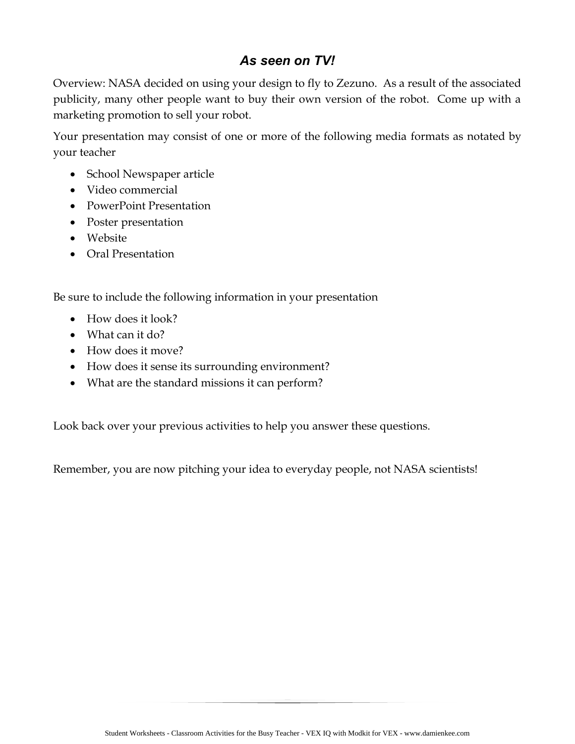## *As seen on TV!*

Overview: NASA decided on using your design to fly to Zezuno. As a result of the associated publicity, many other people want to buy their own version of the robot. Come up with a marketing promotion to sell your robot.

Your presentation may consist of one or more of the following media formats as notated by your teacher

- School Newspaper article
- Video commercial
- PowerPoint Presentation
- Poster presentation
- Website
- Oral Presentation

Be sure to include the following information in your presentation

- How does it look?
- What can it do?
- How does it move?
- How does it sense its surrounding environment?
- What are the standard missions it can perform?

Look back over your previous activities to help you answer these questions.

Remember, you are now pitching your idea to everyday people, not NASA scientists!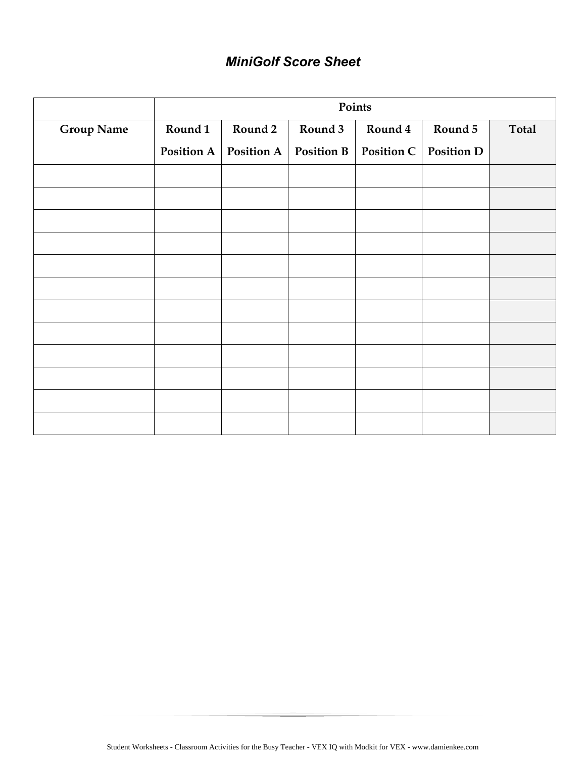## *MiniGolf Score Sheet*

| | Points | | | | | |
|---|---|---|---|---|---|---|
| **Group Name** | **Round 1 Position A** | **Round 2 Position A** | **Round 3 Position B** | **Round 4 Position C** | **Round 5 Position D** | **Total** |
| | | | | | | |
| | | | | | | |
| | | | | | | |
| | | | | | | |
| | | | | | | |
| | | | | | | |
| | | | | | | |
| | | | | | | |
| | | | | | | |
| | | | | | | |
| | | | | | | |
| | | | | | | |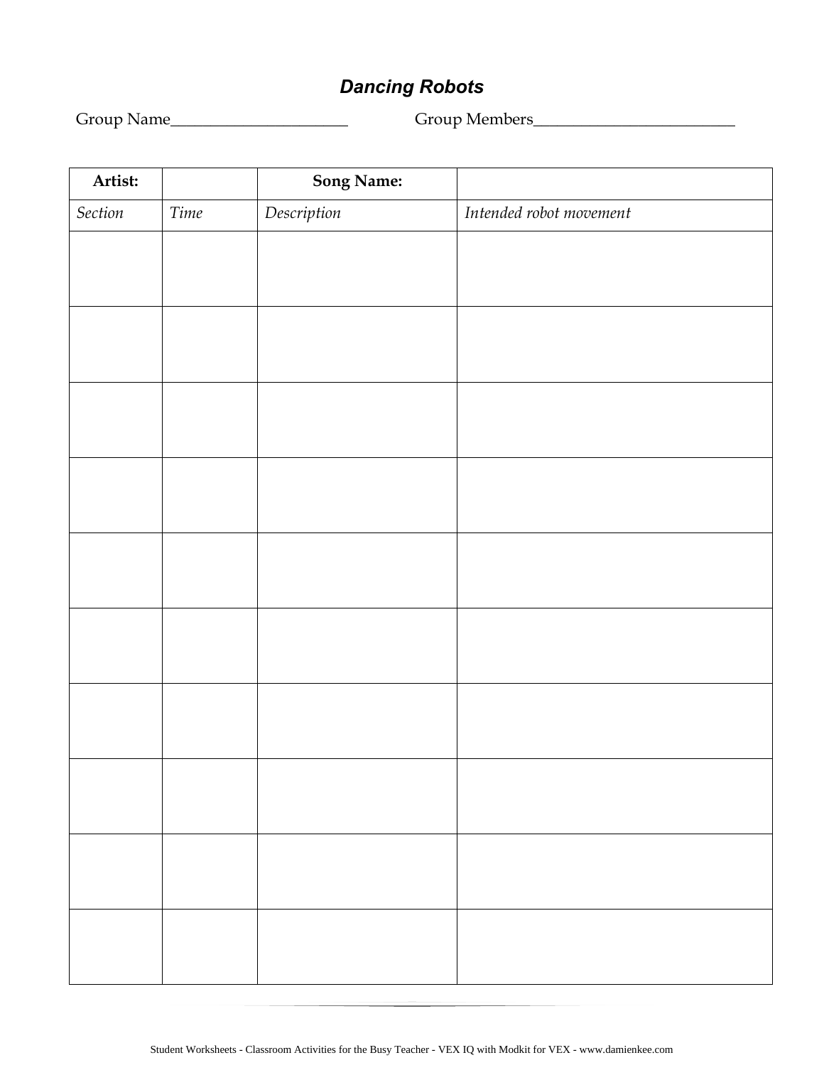## *Dancing Robots*

Group Name\_\_\_\_\_\_\_\_\_\_\_\_\_\_\_\_\_\_\_\_\_\_ Group Members\_\_\_\_\_\_\_\_\_\_\_\_\_\_\_\_\_\_\_\_\_\_\_\_\_\_

| **Artist:** | | **Song Name:** | |
|---|---|---|---|
| *Section* | *Time* | *Description* | *Intended robot movement* |
| | | | |
| | | | |
| | | | |
| | | | |
| | | | |
| | | | |
| | | | |
| | | | |
| | | | |
| | | | |

Student Worksheets - Classroom Activities for the Busy Teacher - VEX IQ with Modkit for VEX - www.damienkee.com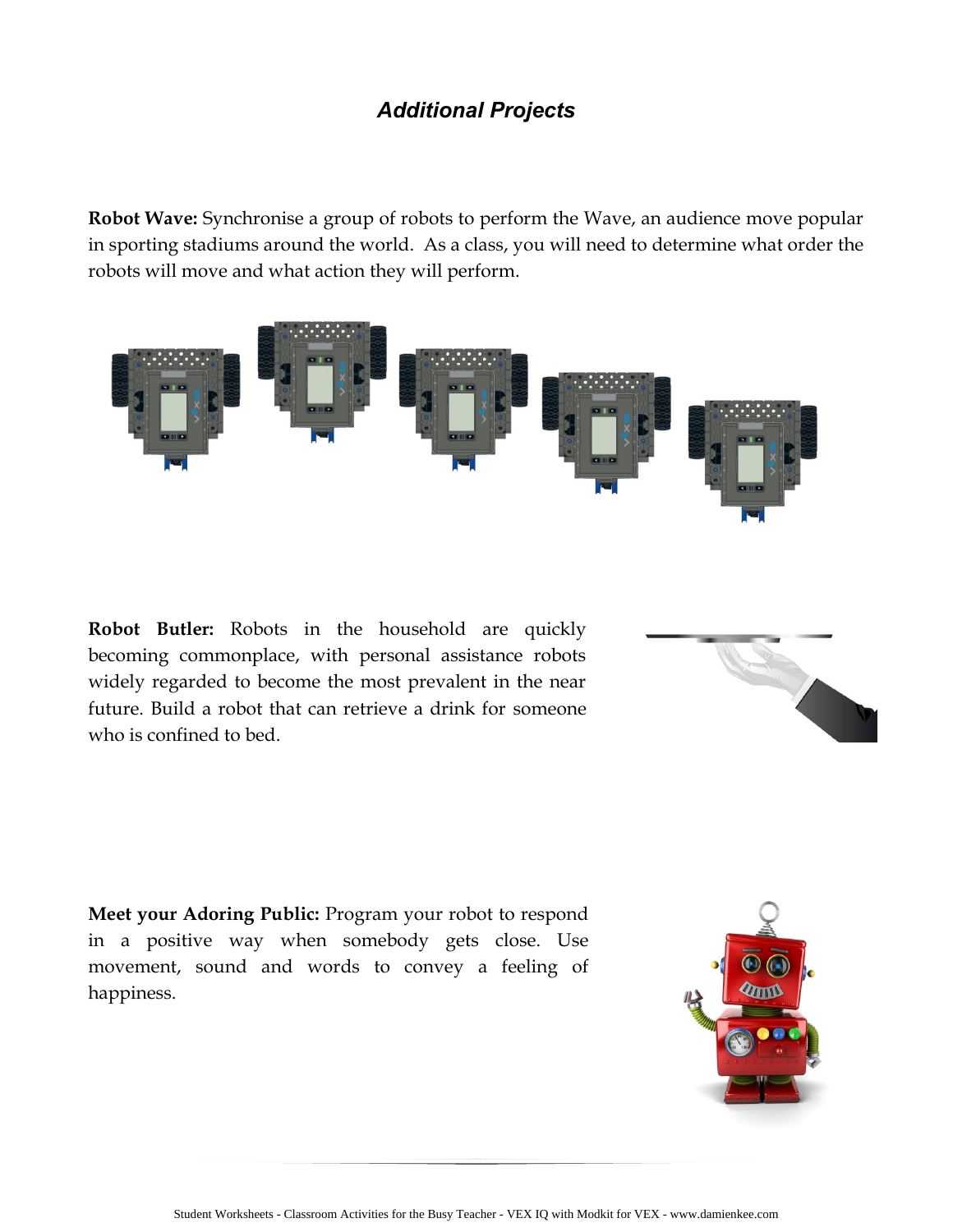## *Additional Projects*

**Robot Wave:** Synchronise a group of robots to perform the Wave, an audience move popular in sporting stadiums around the world. As a class, you will need to determine what order the robots will move and what action they will perform.

**Robot Butler:** Robots in the household are quickly becoming commonplace, with personal assistance robots widely regarded to become the most prevalent in the near future. Build a robot that can retrieve a drink for someone who is confined to bed.

**Meet your Adoring Public:** Program your robot to respond in a positive way when somebody gets close. Use movement, sound and words to convey a feeling of happiness.